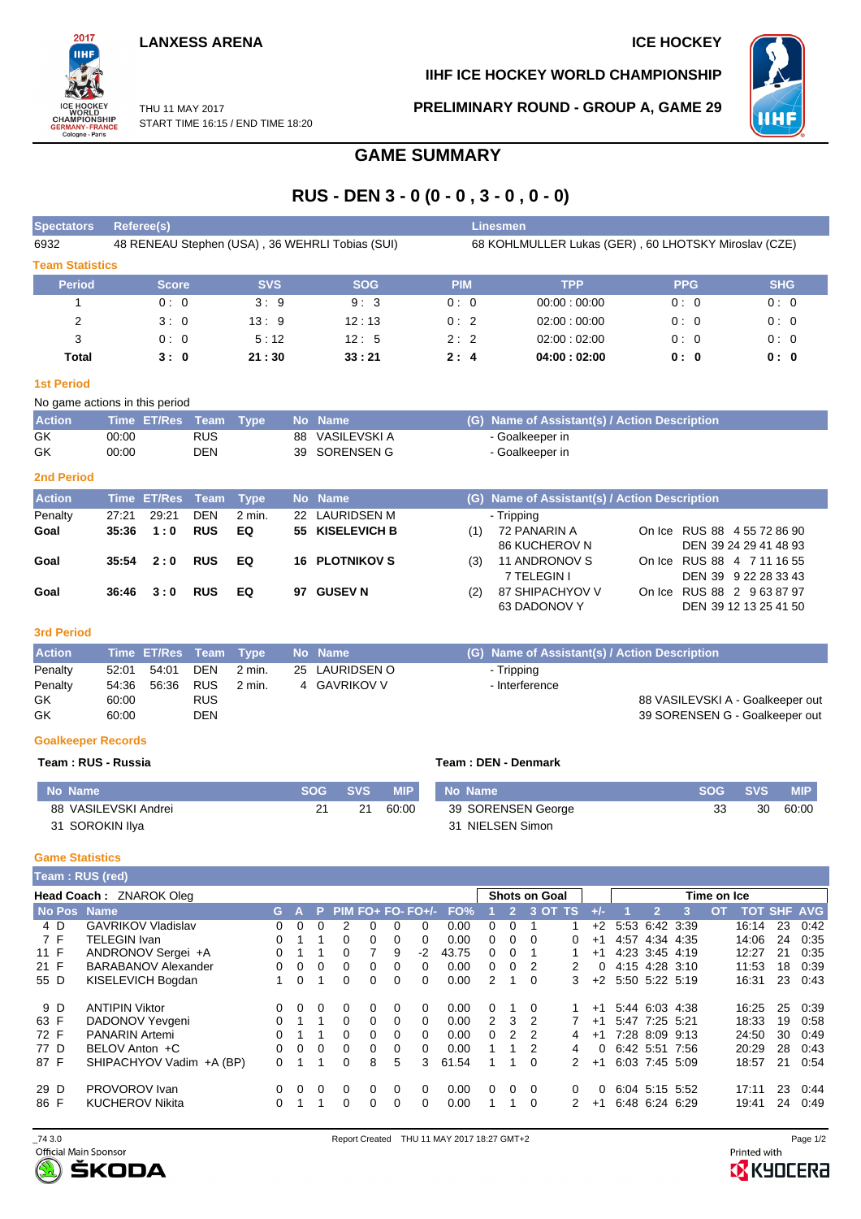**LANXESS ARENA** — **ICE HOCKEY**

**IIHF ICE HOCKEY WORLD CHAMPIONSHIP**

THU 11 MAY 2017
START TIME 16:15 / END TIME 18:20

**PRELIMINARY ROUND - GROUP A, GAME 29**

# GAME SUMMARY

## RUS - DEN 3 - 0 (0 - 0 , 3 - 0 , 0 - 0)

| Spectators | Referee(s) | Linesmen |
|---|---|---|
| 6932 | 48 RENEAU Stephen (USA) , 36 WEHRLI Tobias (SUI) | 68 KOHLMULLER Lukas (GER) , 60 LHOTSKY Miroslav (CZE) |

### Team Statistics

| Period | Score | SVS | SOG | PIM | TPP | PPG | SHG |
|---|---|---|---|---|---|---|---|
| 1 | 0 : 0 | 3 : 9 | 9 : 3 | 0 : 0 | 00:00 : 00:00 | 0 : 0 | 0 : 0 |
| 2 | 3 : 0 | 13 : 9 | 12 : 13 | 0 : 2 | 02:00 : 00:00 | 0 : 0 | 0 : 0 |
| 3 | 0 : 0 | 5 : 12 | 12 : 5 | 2 : 2 | 02:00 : 02:00 | 0 : 0 | 0 : 0 |
| **Total** | **3 : 0** | **21 : 30** | **33 : 21** | **2 : 4** | **04:00 : 02:00** | **0 : 0** | **0 : 0** |

### 1st Period

No game actions in this period

| Action | Time | ET/Res | Team | Type | No | Name | (G) | Name of Assistant(s) / Action Description | |
|---|---|---|---|---|---|---|---|---|---|
| GK | 00:00 | | RUS | | 88 | VASILEVSKI A | | - Goalkeeper in | |
| GK | 00:00 | | DEN | | 39 | SORENSEN G | | - Goalkeeper in | |

### 2nd Period

| Action | Time | ET/Res | Team | Type | No | Name | (G) | Name of Assistant(s) / Action Description | |
|---|---|---|---|---|---|---|---|---|---|
| Penalty | 27:21 | 29:21 | DEN | 2 min. | 22 | LAURIDSEN M | | - Tripping | |
| **Goal** | **35:36** | **1 : 0** | **RUS** | **EQ** | **55** | **KISELEVICH B** | (1) | 72 PANARIN A<br>86 KUCHEROV N | On Ice RUS 88 4 55 72 86 90<br>DEN 39 24 29 41 48 93 |
| **Goal** | **35:54** | **2 : 0** | **RUS** | **EQ** | **16** | **PLOTNIKOV S** | (3) | 11 ANDRONOV S<br>7 TELEGIN I | On Ice RUS 88 4 7 11 16 55<br>DEN 39 9 22 28 33 43 |
| **Goal** | **36:46** | **3 : 0** | **RUS** | **EQ** | **97** | **GUSEV N** | (2) | 87 SHIPACHYOV V<br>63 DADONOV Y | On Ice RUS 88 2 9 63 87 97<br>DEN 39 12 13 25 41 50 |

### 3rd Period

| Action | Time | ET/Res | Team | Type | No | Name | (G) | Name of Assistant(s) / Action Description | |
|---|---|---|---|---|---|---|---|---|---|
| Penalty | 52:01 | 54:01 | DEN | 2 min. | 25 | LAURIDSEN O | | - Tripping | |
| Penalty | 54:36 | 56:36 | RUS | 2 min. | 4 | GAVRIKOV V | | - Interference | |
| GK | 60:00 | | RUS | | | | | | 88 VASILEVSKI A - Goalkeeper out |
| GK | 60:00 | | DEN | | | | | | 39 SORENSEN G - Goalkeeper out |

### Goalkeeper Records

**Team : RUS - Russia**

| No | Name | SOG | SVS | MIP |
|---|---|---|---|---|
| 88 | VASILEVSKI Andrei | 21 | 21 | 60:00 |
| 31 | SOROKIN Ilya | | | |

**Team : DEN - Denmark**

| No | Name | SOG | SVS | MIP |
|---|---|---|---|---|
| 39 | SORENSEN George | 33 | 30 | 60:00 |
| 31 | NIELSEN Simon | | | |

### Game Statistics

**Team : RUS (red)**

**Head Coach :** ZNAROK Oleg

| No | Pos | Name | G | A | P | PIM | FO+ | FO- | FO+/- | FO% | SOG 1 | SOG 2 | SOG 3 | SOG OT | SOG TS | +/- | TOI 1 | TOI 2 | TOI 3 | TOI OT | TOT | SHF | AVG |
|---|---|---|---|---|---|---|---|---|---|---|---|---|---|---|---|---|---|---|---|---|---|---|---|
| 4 | D | GAVRIKOV Vladislav | 0 | 0 | 0 | 2 | 0 | 0 | 0 | 0.00 | 0 | 0 | 1 | | 1 | +2 | 5:53 | 6:42 | 3:39 | | 16:14 | 23 | 0:42 |
| 7 | F | TELEGIN Ivan | 0 | 1 | 1 | 0 | 0 | 0 | 0 | 0.00 | 0 | 0 | 0 | | 0 | +1 | 4:57 | 4:34 | 4:35 | | 14:06 | 24 | 0:35 |
| 11 | F | ANDRONOV Sergei +A | 0 | 1 | 1 | 0 | 7 | 9 | -2 | 43.75 | 0 | 0 | 1 | | 1 | +1 | 4:23 | 3:45 | 4:19 | | 12:27 | 21 | 0:35 |
| 21 | F | BARABANOV Alexander | 0 | 0 | 0 | 0 | 0 | 0 | 0 | 0.00 | 0 | 0 | 2 | | 2 | 0 | 4:15 | 4:28 | 3:10 | | 11:53 | 18 | 0:39 |
| 55 | D | KISELEVICH Bogdan | 1 | 0 | 1 | 0 | 0 | 0 | 0 | 0.00 | 2 | 1 | 0 | | 3 | +2 | 5:50 | 5:22 | 5:19 | | 16:31 | 23 | 0:43 |
| 9 | D | ANTIPIN Viktor | 0 | 0 | 0 | 0 | 0 | 0 | 0 | 0.00 | 0 | 1 | 0 | | 1 | +1 | 5:44 | 6:03 | 4:38 | | 16:25 | 25 | 0:39 |
| 63 | F | DADONOV Yevgeni | 0 | 1 | 1 | 0 | 0 | 0 | 0 | 0.00 | 2 | 3 | 2 | | 7 | +1 | 5:47 | 7:25 | 5:21 | | 18:33 | 19 | 0:58 |
| 72 | F | PANARIN Artemi | 0 | 1 | 1 | 0 | 0 | 0 | 0 | 0.00 | 0 | 2 | 2 | | 4 | +1 | 7:28 | 8:09 | 9:13 | | 24:50 | 30 | 0:49 |
| 77 | D | BELOV Anton +C | 0 | 0 | 0 | 0 | 0 | 0 | 0 | 0.00 | 1 | 1 | 2 | | 4 | 0 | 6:42 | 5:51 | 7:56 | | 20:29 | 28 | 0:43 |
| 87 | F | SHIPACHYOV Vadim +A (BP) | 0 | 1 | 1 | 0 | 8 | 5 | 3 | 61.54 | 1 | 1 | 0 | | 2 | +1 | 6:03 | 7:45 | 5:09 | | 18:57 | 21 | 0:54 |
| 29 | D | PROVOROV Ivan | 0 | 0 | 0 | 0 | 0 | 0 | 0 | 0.00 | 0 | 0 | 0 | | 0 | 0 | 6:04 | 5:15 | 5:52 | | 17:11 | 23 | 0:44 |
| 86 | F | KUCHEROV Nikita | 0 | 1 | 1 | 0 | 0 | 0 | 0 | 0.00 | 1 | 1 | 0 | | 2 | +1 | 6:48 | 6:24 | 6:29 | | 19:41 | 24 | 0:49 |

_74 3.0 — Report Created THU 11 MAY 2017 18:27 GMT+2

Official Main Sponsor ŠKODA — Printed with KYOCERA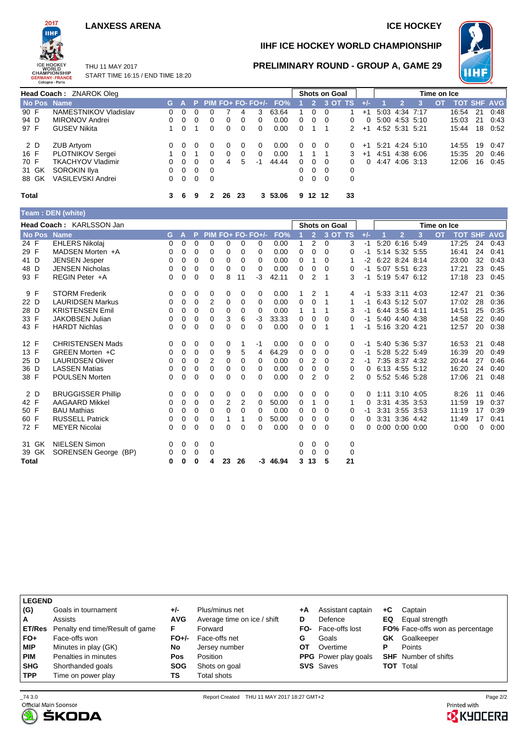LANXESS ARENA

ICE HOCKEY

THU 11 MAY 2017
START TIME 16:15 / END TIME 18:20

## IIHF ICE HOCKEY WORLD CHAMPIONSHIP

## PRELIMINARY ROUND - GROUP A, GAME 29

**Head Coach :** ZNAROK Oleg

| No | Pos | Name | G | A | P | PIM | FO+ | FO- | FO+/- | FO% | 1 | 2 | 3 | OT | TS | +/- | 1 | 2 | 3 | OT | TOT | SHF | AVG |
|---|---|---|---|---|---|---|---|---|---|---|---|---|---|---|---|---|---|---|---|---|---|---|---|
| | | | | | | | | | | | Shots on Goal | | | | | | Time on Ice | | | | | | |
| 90 | F | NAMESTNIKOV Vladislav | 0 | 0 | 0 | 0 | 7 | 4 | 3 | 63.64 | 1 | 0 | 0 | | 1 | +1 | 5:03 | 4:34 | 7:17 | | 16:54 | 21 | 0:48 |
| 94 | D | MIRONOV Andrei | 0 | 0 | 0 | 0 | 0 | 0 | 0 | 0.00 | 0 | 0 | 0 | | 0 | 0 | 5:00 | 4:53 | 5:10 | | 15:03 | 21 | 0:43 |
| 97 | F | GUSEV Nikita | 1 | 0 | 1 | 0 | 0 | 0 | 0 | 0.00 | 0 | 1 | 1 | | 2 | +1 | 4:52 | 5:31 | 5:21 | | 15:44 | 18 | 0:52 |
| 2 | D | ZUB Artyom | 0 | 0 | 0 | 0 | 0 | 0 | 0 | 0.00 | 0 | 0 | 0 | | 0 | +1 | 5:21 | 4:24 | 5:10 | | 14:55 | 19 | 0:47 |
| 16 | F | PLOTNIKOV Sergei | 1 | 0 | 1 | 0 | 0 | 0 | 0 | 0.00 | 1 | 1 | 1 | | 3 | +1 | 4:51 | 4:38 | 6:06 | | 15:35 | 20 | 0:46 |
| 70 | F | TKACHYOV Vladimir | 0 | 0 | 0 | 0 | 4 | 5 | -1 | 44.44 | 0 | 0 | 0 | | 0 | 0 | 4:47 | 4:06 | 3:13 | | 12:06 | 16 | 0:45 |
| 31 | GK | SOROKIN Ilya | 0 | 0 | 0 | 0 | | | | | 0 | 0 | 0 | | 0 | | | | | | | | |
| 88 | GK | VASILEVSKI Andrei | 0 | 0 | 0 | 0 | | | | | 0 | 0 | 0 | | 0 | | | | | | | | |
| **Total** | | | **3** | **6** | **9** | **2** | **26** | **23** | **3** | **53.06** | **9** | **12** | **12** | | **33** | | | | | | | | |

**Team : DEN (white)**

**Head Coach :** KARLSSON Jan

| No | Pos | Name | G | A | P | PIM | FO+ | FO- | FO+/- | FO% | 1 | 2 | 3 | OT | TS | +/- | 1 | 2 | 3 | OT | TOT | SHF | AVG |
|---|---|---|---|---|---|---|---|---|---|---|---|---|---|---|---|---|---|---|---|---|---|---|---|
| | | | | | | | | | | | Shots on Goal | | | | | | Time on Ice | | | | | | |
| 24 | F | EHLERS Nikolaj | 0 | 0 | 0 | 0 | 0 | 0 | 0 | 0.00 | 1 | 2 | 0 | | 3 | -1 | 5:20 | 6:16 | 5:49 | | 17:25 | 24 | 0:43 |
| 29 | F | MADSEN Morten +A | 0 | 0 | 0 | 0 | 0 | 0 | 0 | 0.00 | 0 | 0 | 0 | | 0 | -1 | 5:14 | 5:32 | 5:55 | | 16:41 | 24 | 0:41 |
| 41 | D | JENSEN Jesper | 0 | 0 | 0 | 0 | 0 | 0 | 0 | 0.00 | 0 | 1 | 0 | | 1 | -2 | 6:22 | 8:24 | 8:14 | | 23:00 | 32 | 0:43 |
| 48 | D | JENSEN Nicholas | 0 | 0 | 0 | 0 | 0 | 0 | 0 | 0.00 | 0 | 0 | 0 | | 0 | -1 | 5:07 | 5:51 | 6:23 | | 17:21 | 23 | 0:45 |
| 93 | F | REGIN Peter +A | 0 | 0 | 0 | 0 | 8 | 11 | -3 | 42.11 | 0 | 2 | 1 | | 3 | -1 | 5:19 | 5:47 | 6:12 | | 17:18 | 23 | 0:45 |
| 9 | F | STORM Frederik | 0 | 0 | 0 | 0 | 0 | 0 | 0 | 0.00 | 1 | 2 | 1 | | 4 | -1 | 5:33 | 3:11 | 4:03 | | 12:47 | 21 | 0:36 |
| 22 | D | LAURIDSEN Markus | 0 | 0 | 0 | 2 | 0 | 0 | 0 | 0.00 | 0 | 0 | 1 | | 1 | -1 | 6:43 | 5:12 | 5:07 | | 17:02 | 28 | 0:36 |
| 28 | D | KRISTENSEN Emil | 0 | 0 | 0 | 0 | 0 | 0 | 0 | 0.00 | 1 | 1 | 1 | | 3 | -1 | 6:44 | 3:56 | 4:11 | | 14:51 | 25 | 0:35 |
| 33 | F | JAKOBSEN Julian | 0 | 0 | 0 | 0 | 3 | 6 | -3 | 33.33 | 0 | 0 | 0 | | 0 | -1 | 5:40 | 4:40 | 4:38 | | 14:58 | 22 | 0:40 |
| 43 | F | HARDT Nichlas | 0 | 0 | 0 | 0 | 0 | 0 | 0 | 0.00 | 0 | 0 | 1 | | 1 | -1 | 5:16 | 3:20 | 4:21 | | 12:57 | 20 | 0:38 |
| 12 | F | CHRISTENSEN Mads | 0 | 0 | 0 | 0 | 0 | 1 | -1 | 0.00 | 0 | 0 | 0 | | 0 | -1 | 5:40 | 5:36 | 5:37 | | 16:53 | 21 | 0:48 |
| 13 | F | GREEN Morten +C | 0 | 0 | 0 | 0 | 9 | 5 | 4 | 64.29 | 0 | 0 | 0 | | 0 | -1 | 5:28 | 5:22 | 5:49 | | 16:39 | 20 | 0:49 |
| 25 | D | LAURIDSEN Oliver | 0 | 0 | 0 | 2 | 0 | 0 | 0 | 0.00 | 0 | 2 | 0 | | 2 | -1 | 7:35 | 8:37 | 4:32 | | 20:44 | 27 | 0:46 |
| 36 | D | LASSEN Matias | 0 | 0 | 0 | 0 | 0 | 0 | 0 | 0.00 | 0 | 0 | 0 | | 0 | 0 | 6:13 | 4:55 | 5:12 | | 16:20 | 24 | 0:40 |
| 38 | F | POULSEN Morten | 0 | 0 | 0 | 0 | 0 | 0 | 0 | 0.00 | 0 | 2 | 0 | | 2 | 0 | 5:52 | 5:46 | 5:28 | | 17:06 | 21 | 0:48 |
| 2 | D | BRUGGISSER Phillip | 0 | 0 | 0 | 0 | 0 | 0 | 0 | 0.00 | 0 | 0 | 0 | | 0 | 0 | 1:11 | 3:10 | 4:05 | | 8:26 | 11 | 0:46 |
| 42 | F | AAGAARD Mikkel | 0 | 0 | 0 | 0 | 2 | 2 | 0 | 50.00 | 0 | 1 | 0 | | 1 | 0 | 3:31 | 4:35 | 3:53 | | 11:59 | 19 | 0:37 |
| 50 | F | BAU Mathias | 0 | 0 | 0 | 0 | 0 | 0 | 0 | 0.00 | 0 | 0 | 0 | | 0 | -1 | 3:31 | 3:55 | 3:53 | | 11:19 | 17 | 0:39 |
| 60 | F | RUSSELL Patrick | 0 | 0 | 0 | 0 | 1 | 1 | 0 | 50.00 | 0 | 0 | 0 | | 0 | 0 | 3:31 | 3:36 | 4:42 | | 11:49 | 17 | 0:41 |
| 72 | F | MEYER Nicolai | 0 | 0 | 0 | 0 | 0 | 0 | 0 | 0.00 | 0 | 0 | 0 | | 0 | 0 | 0:00 | 0:00 | 0:00 | | 0:00 | 0 | 0:00 |
| 31 | GK | NIELSEN Simon | 0 | 0 | 0 | 0 | | | | | 0 | 0 | 0 | | 0 | | | | | | | | |
| 39 | GK | SORENSEN George (BP) | 0 | 0 | 0 | 0 | | | | | 0 | 0 | 0 | | 0 | | | | | | | | |
| **Total** | | | **0** | **0** | **0** | **4** | **23** | **26** | **-3** | **46.94** | **3** | **13** | **5** | | **21** | | | | | | | | |

**LEGEND**

| | | | | | | | |
|---|---|---|---|---|---|---|---|
| (G) | Goals in tournament | +/- | Plus/minus net | +A | Assistant captain | +C | Captain |
| A | Assists | AVG | Average time on ice / shift | D | Defence | EQ | Equal strength |
| ET/Res | Penalty end time/Result of game | F | Forward | FO- | Face-offs lost | FO% | Face-offs won as percentage |
| FO+ | Face-offs won | FO+/- | Face-offs net | G | Goals | GK | Goalkeeper |
| MIP | Minutes in play (GK) | No | Jersey number | OT | Overtime | P | Points |
| PIM | Penalties in minutes | Pos | Position | PPG | Power play goals | SHF | Number of shifts |
| SHG | Shorthanded goals | SOG | Shots on goal | SVS | Saves | TOT | Total |
| TPP | Time on power play | TS | Total shots | | | | |

_74 3.0 Report Created THU 11 MAY 2017 18:27 GMT+2

Official Main Sponsor ŠKODA

Printed with KYOCERA